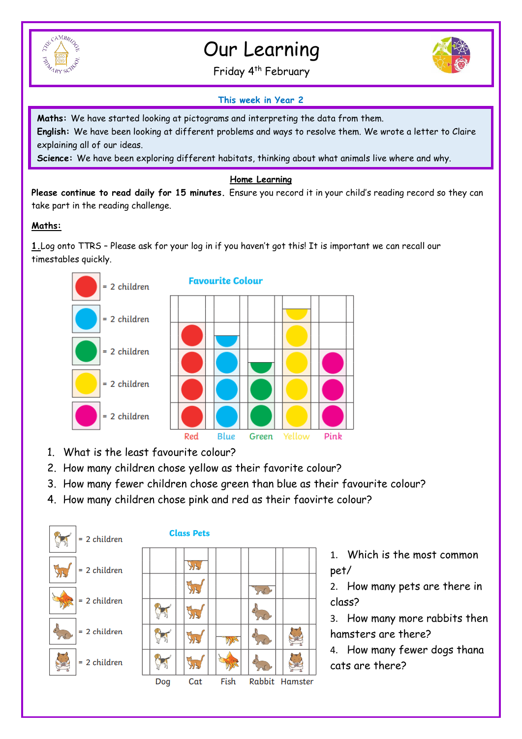# Our Learning

Friday 4th February

**This week in Year 2**

**Maths:** We have started looking at pictograms and interpreting the data from them.
**English:** We have been looking at different problems and ways to resolve them. We wrote a letter to Claire explaining all of our ideas.
**Science:** We have been exploring different habitats, thinking about what animals live where and why.

## Home Learning

**Please continue to read daily for 15 minutes.** Ensure you record it in your child's reading record so they can take part in the reading challenge.

**Maths:**

1. Log onto TTRS – Please ask for your log in if you haven't got this! It is important we can recall our timestables quickly.

= 2 children
= 2 children
= 2 children
= 2 children
= 2 children

Favourite Colour

Red Blue Green Yellow Pink

1. What is the least favourite colour?
2. How many children chose yellow as their favorite colour?
3. How many fewer children chose green than blue as their favourite colour?
4. How many children chose pink and red as their faovirte colour?

= 2 children
= 2 children
= 2 children
= 2 children
= 2 children

Class Pets

Dog Cat Fish Rabbit Hamster

1. Which is the most common pet/
2. How many pets are there in class?
3. How many more rabbits then hamsters are there?
4. How many fewer dogs thana cats are there?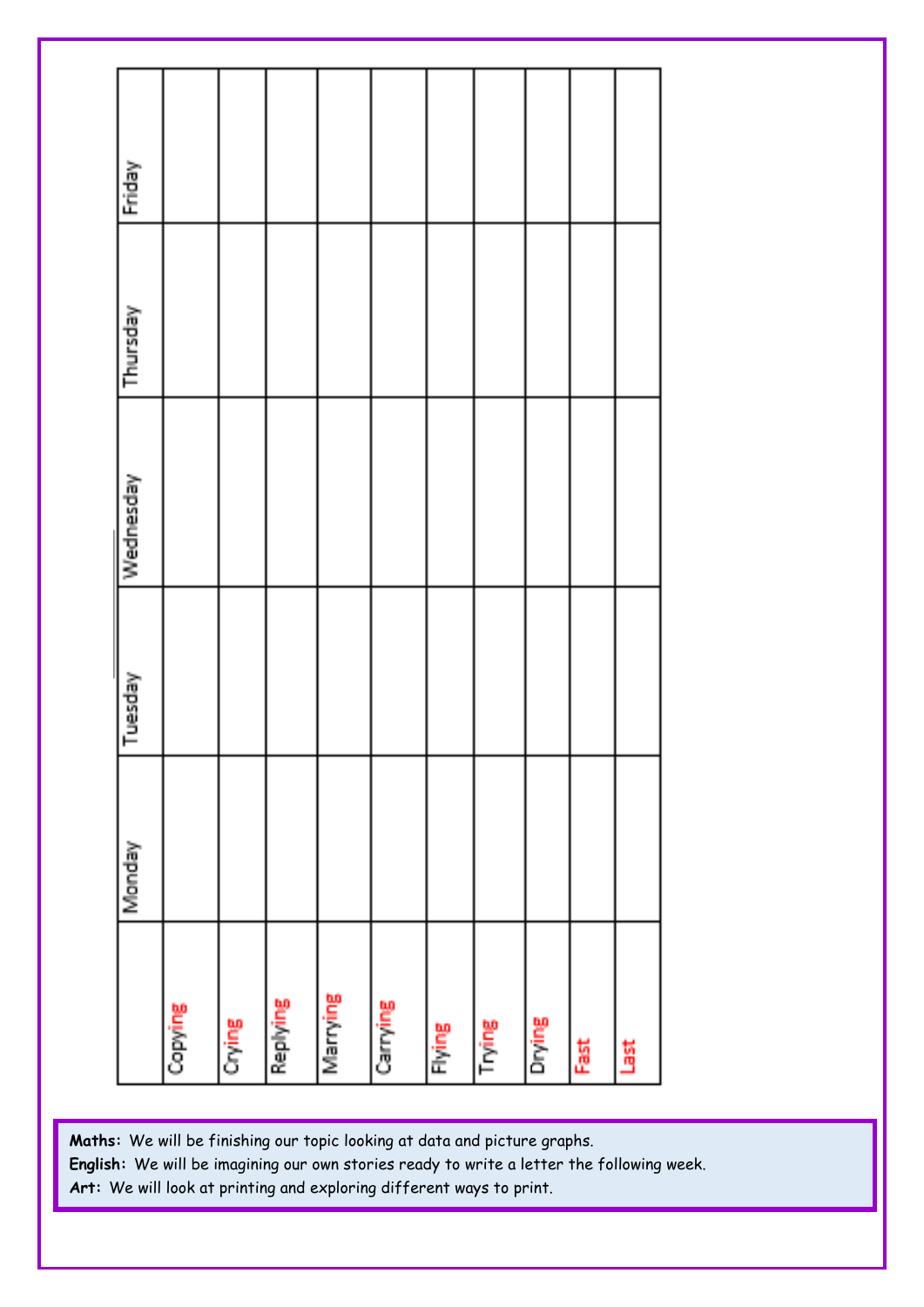| | Monday | Tuesday | Wednesday | Thursday | Friday |
|---|---|---|---|---|---|
| Copying | | | | | |
| Crying | | | | | |
| Replying | | | | | |
| Marrying | | | | | |
| Carrying | | | | | |
| Flying | | | | | |
| Trying | | | | | |
| Drying | | | | | |
| Fast | | | | | |
| Last | | | | | |

**Maths:** We will be finishing our topic looking at data and picture graphs.
**English:** We will be imagining our own stories ready to write a letter the following week.
**Art:** We will look at printing and exploring different ways to print.